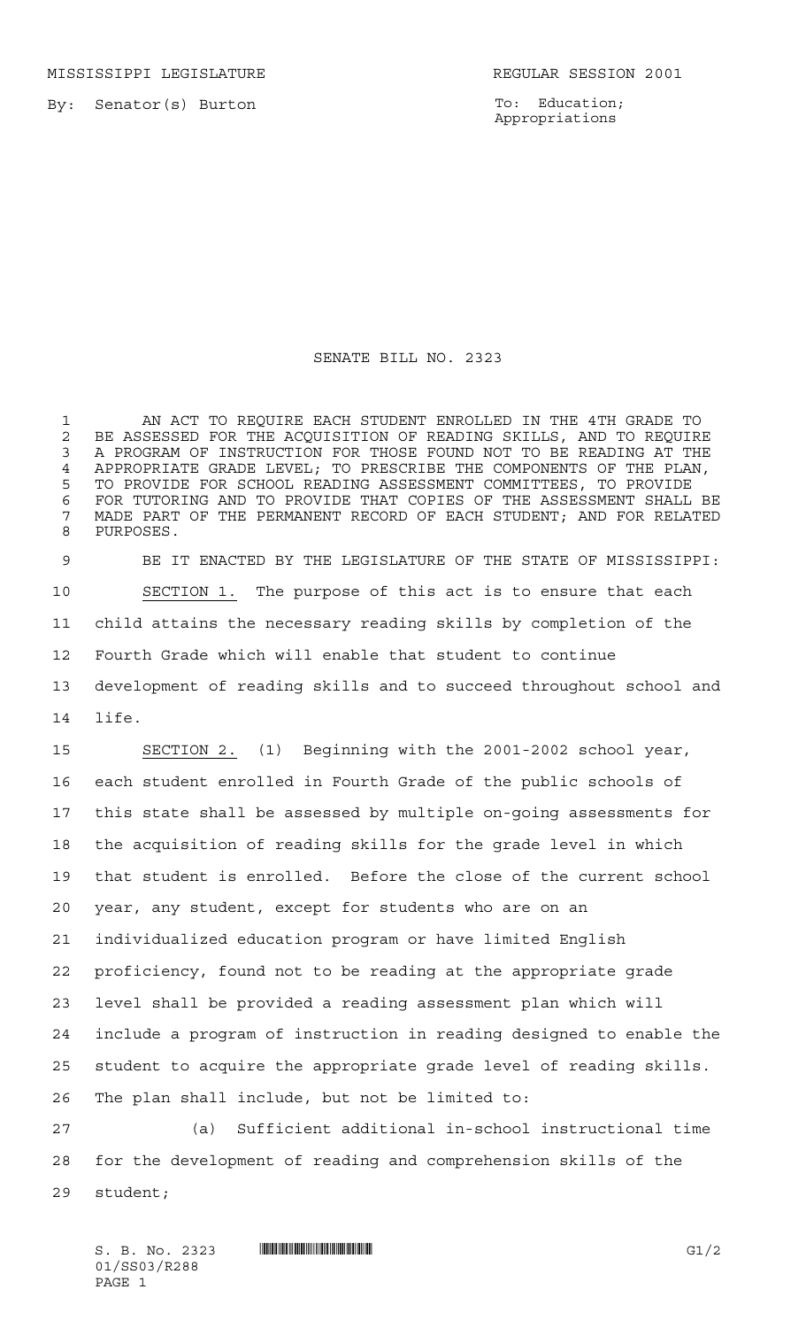MISSISSIPPI LEGISLATURE REGULAR SESSION 2001

By: Senator(s) Burton

To: Education; Appropriations

# SENATE BILL NO. 2323

AN ACT TO REQUIRE EACH STUDENT ENROLLED IN THE 4TH GRADE TO BE ASSESSED FOR THE ACQUISITION OF READING SKILLS, AND TO REQUIRE A PROGRAM OF INSTRUCTION FOR THOSE FOUND NOT TO BE READING AT THE APPROPRIATE GRADE LEVEL; TO PRESCRIBE THE COMPONENTS OF THE PLAN, TO PROVIDE FOR SCHOOL READING ASSESSMENT COMMITTEES, TO PROVIDE FOR TUTORING AND TO PROVIDE THAT COPIES OF THE ASSESSMENT SHALL BE MADE PART OF THE PERMANENT RECORD OF EACH STUDENT; AND FOR RELATED PURPOSES.

BE IT ENACTED BY THE LEGISLATURE OF THE STATE OF MISSISSIPPI:

SECTION 1. The purpose of this act is to ensure that each child attains the necessary reading skills by completion of the Fourth Grade which will enable that student to continue development of reading skills and to succeed throughout school and life.

SECTION 2. (1) Beginning with the 2001-2002 school year, each student enrolled in Fourth Grade of the public schools of this state shall be assessed by multiple on-going assessments for the acquisition of reading skills for the grade level in which that student is enrolled. Before the close of the current school year, any student, except for students who are on an individualized education program or have limited English proficiency, found not to be reading at the appropriate grade level shall be provided a reading assessment plan which will include a program of instruction in reading designed to enable the student to acquire the appropriate grade level of reading skills. The plan shall include, but not be limited to:

(a) Sufficient additional in-school instructional time for the development of reading and comprehension skills of the student;

S. B. No. 2323 01/SS03/R288 G1/2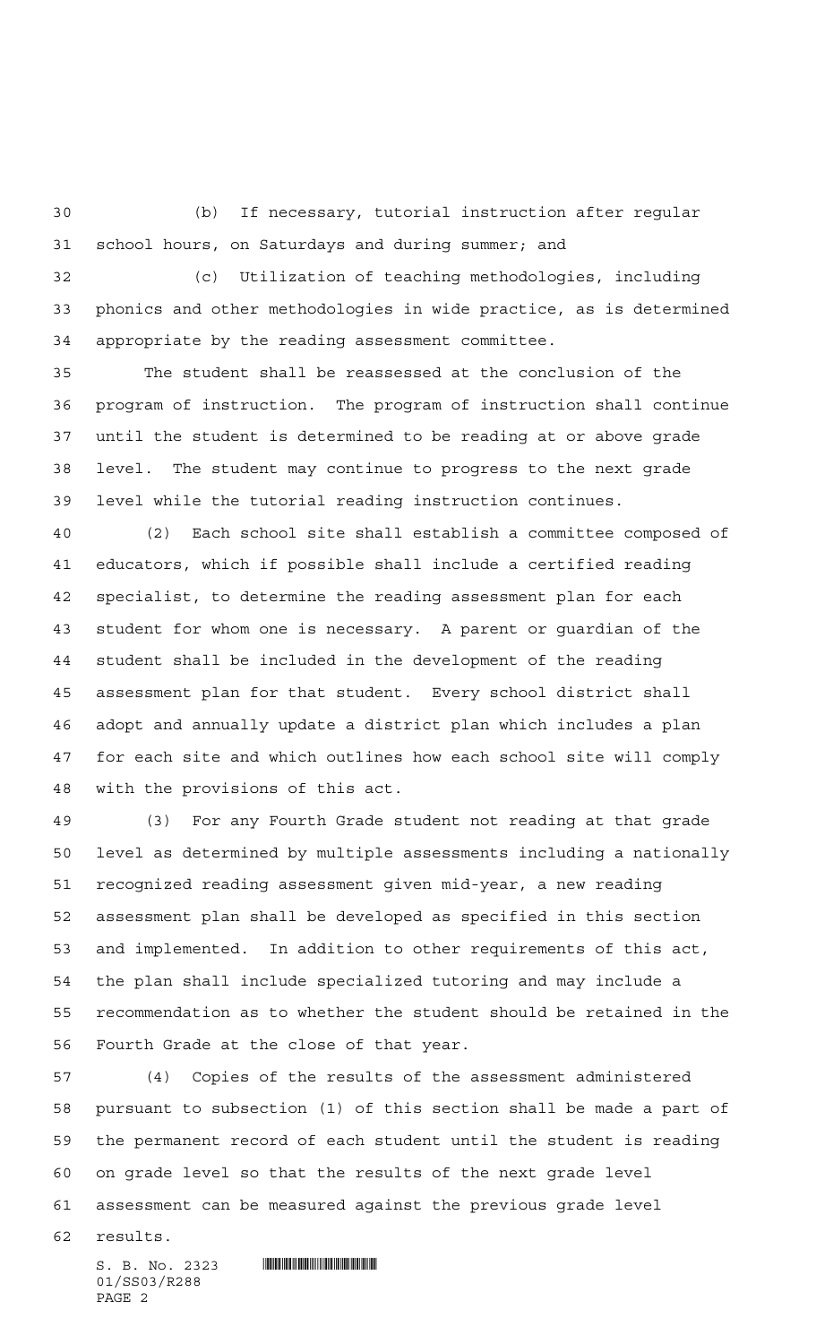(b) If necessary, tutorial instruction after regular school hours, on Saturdays and during summer; and

(c) Utilization of teaching methodologies, including phonics and other methodologies in wide practice, as is determined appropriate by the reading assessment committee.

The student shall be reassessed at the conclusion of the program of instruction. The program of instruction shall continue until the student is determined to be reading at or above grade level. The student may continue to progress to the next grade level while the tutorial reading instruction continues.

(2) Each school site shall establish a committee composed of educators, which if possible shall include a certified reading specialist, to determine the reading assessment plan for each student for whom one is necessary. A parent or guardian of the student shall be included in the development of the reading assessment plan for that student. Every school district shall adopt and annually update a district plan which includes a plan for each site and which outlines how each school site will comply with the provisions of this act.

(3) For any Fourth Grade student not reading at that grade level as determined by multiple assessments including a nationally recognized reading assessment given mid-year, a new reading assessment plan shall be developed as specified in this section and implemented. In addition to other requirements of this act, the plan shall include specialized tutoring and may include a recommendation as to whether the student should be retained in the Fourth Grade at the close of that year.

(4) Copies of the results of the assessment administered pursuant to subsection (1) of this section shall be made a part of the permanent record of each student until the student is reading on grade level so that the results of the next grade level assessment can be measured against the previous grade level results.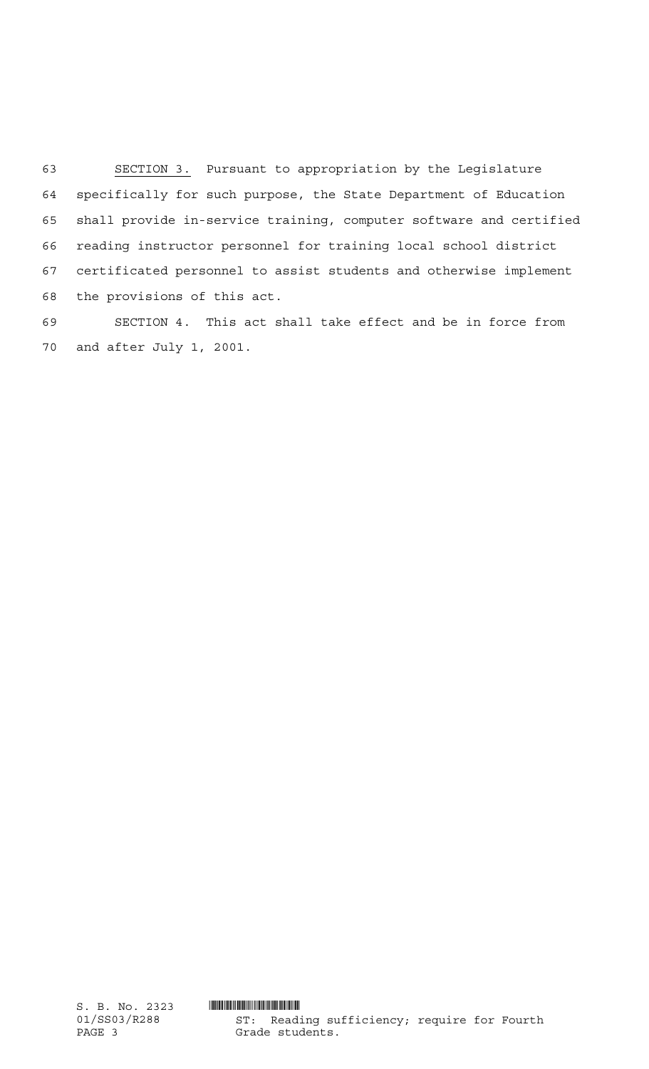SECTION 3. Pursuant to appropriation by the Legislature specifically for such purpose, the State Department of Education shall provide in-service training, computer software and certified reading instructor personnel for training local school district certificated personnel to assist students and otherwise implement the provisions of this act.

SECTION 4. This act shall take effect and be in force from and after July 1, 2001.